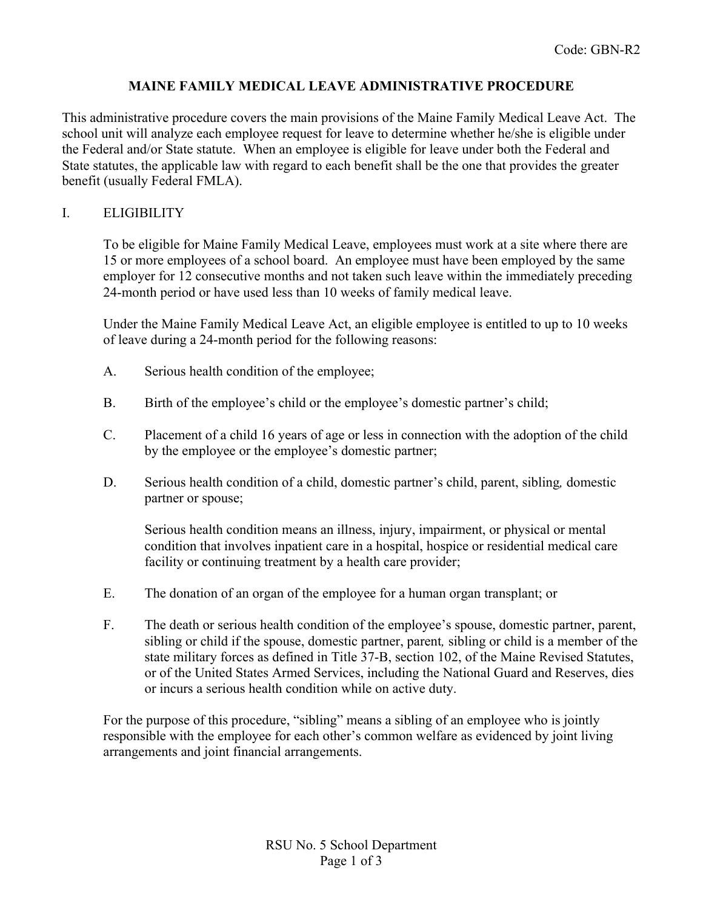Code: GBN-R2

# MAINE FAMILY MEDICAL LEAVE ADMINISTRATIVE PROCEDURE

This administrative procedure covers the main provisions of the Maine Family Medical Leave Act. The school unit will analyze each employee request for leave to determine whether he/she is eligible under the Federal and/or State statute. When an employee is eligible for leave under both the Federal and State statutes, the applicable law with regard to each benefit shall be the one that provides the greater benefit (usually Federal FMLA).

## I. ELIGIBILITY

To be eligible for Maine Family Medical Leave, employees must work at a site where there are 15 or more employees of a school board. An employee must have been employed by the same employer for 12 consecutive months and not taken such leave within the immediately preceding 24-month period or have used less than 10 weeks of family medical leave.

Under the Maine Family Medical Leave Act, an eligible employee is entitled to up to 10 weeks of leave during a 24-month period for the following reasons:

A. Serious health condition of the employee;

B. Birth of the employee's child or the employee's domestic partner's child;

C. Placement of a child 16 years of age or less in connection with the adoption of the child by the employee or the employee's domestic partner;

D. Serious health condition of a child, domestic partner's child, parent, sibling*,* domestic partner or spouse;

Serious health condition means an illness, injury, impairment, or physical or mental condition that involves inpatient care in a hospital, hospice or residential medical care facility or continuing treatment by a health care provider;

E. The donation of an organ of the employee for a human organ transplant; or

F. The death or serious health condition of the employee's spouse, domestic partner, parent, sibling or child if the spouse, domestic partner, parent*,* sibling or child is a member of the state military forces as defined in Title 37-B, section 102, of the Maine Revised Statutes, or of the United States Armed Services, including the National Guard and Reserves, dies or incurs a serious health condition while on active duty.

For the purpose of this procedure, "sibling" means a sibling of an employee who is jointly responsible with the employee for each other's common welfare as evidenced by joint living arrangements and joint financial arrangements.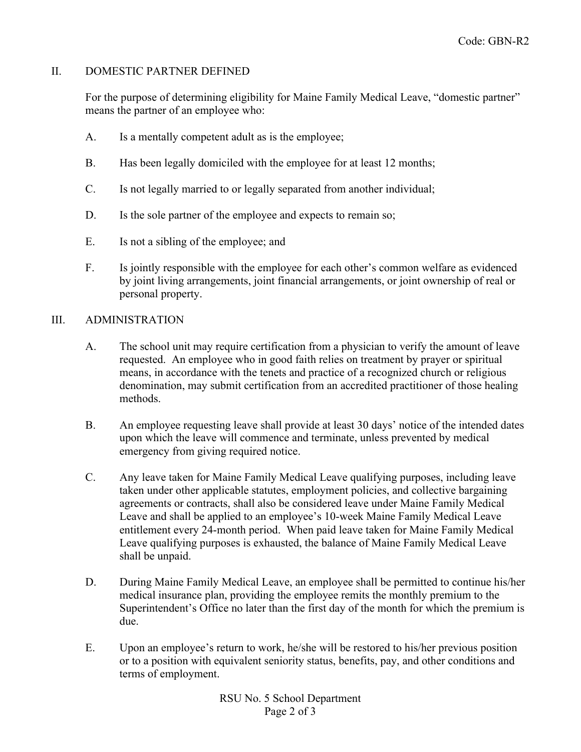## II. DOMESTIC PARTNER DEFINED

For the purpose of determining eligibility for Maine Family Medical Leave, "domestic partner" means the partner of an employee who:

A. Is a mentally competent adult as is the employee;

B. Has been legally domiciled with the employee for at least 12 months;

C. Is not legally married to or legally separated from another individual;

D. Is the sole partner of the employee and expects to remain so;

E. Is not a sibling of the employee; and

F. Is jointly responsible with the employee for each other's common welfare as evidenced by joint living arrangements, joint financial arrangements, or joint ownership of real or personal property.

## III. ADMINISTRATION

A. The school unit may require certification from a physician to verify the amount of leave requested. An employee who in good faith relies on treatment by prayer or spiritual means, in accordance with the tenets and practice of a recognized church or religious denomination, may submit certification from an accredited practitioner of those healing methods.

B. An employee requesting leave shall provide at least 30 days' notice of the intended dates upon which the leave will commence and terminate, unless prevented by medical emergency from giving required notice.

C. Any leave taken for Maine Family Medical Leave qualifying purposes, including leave taken under other applicable statutes, employment policies, and collective bargaining agreements or contracts, shall also be considered leave under Maine Family Medical Leave and shall be applied to an employee's 10-week Maine Family Medical Leave entitlement every 24-month period. When paid leave taken for Maine Family Medical Leave qualifying purposes is exhausted, the balance of Maine Family Medical Leave shall be unpaid.

D. During Maine Family Medical Leave, an employee shall be permitted to continue his/her medical insurance plan, providing the employee remits the monthly premium to the Superintendent's Office no later than the first day of the month for which the premium is due.

E. Upon an employee's return to work, he/she will be restored to his/her previous position or to a position with equivalent seniority status, benefits, pay, and other conditions and terms of employment.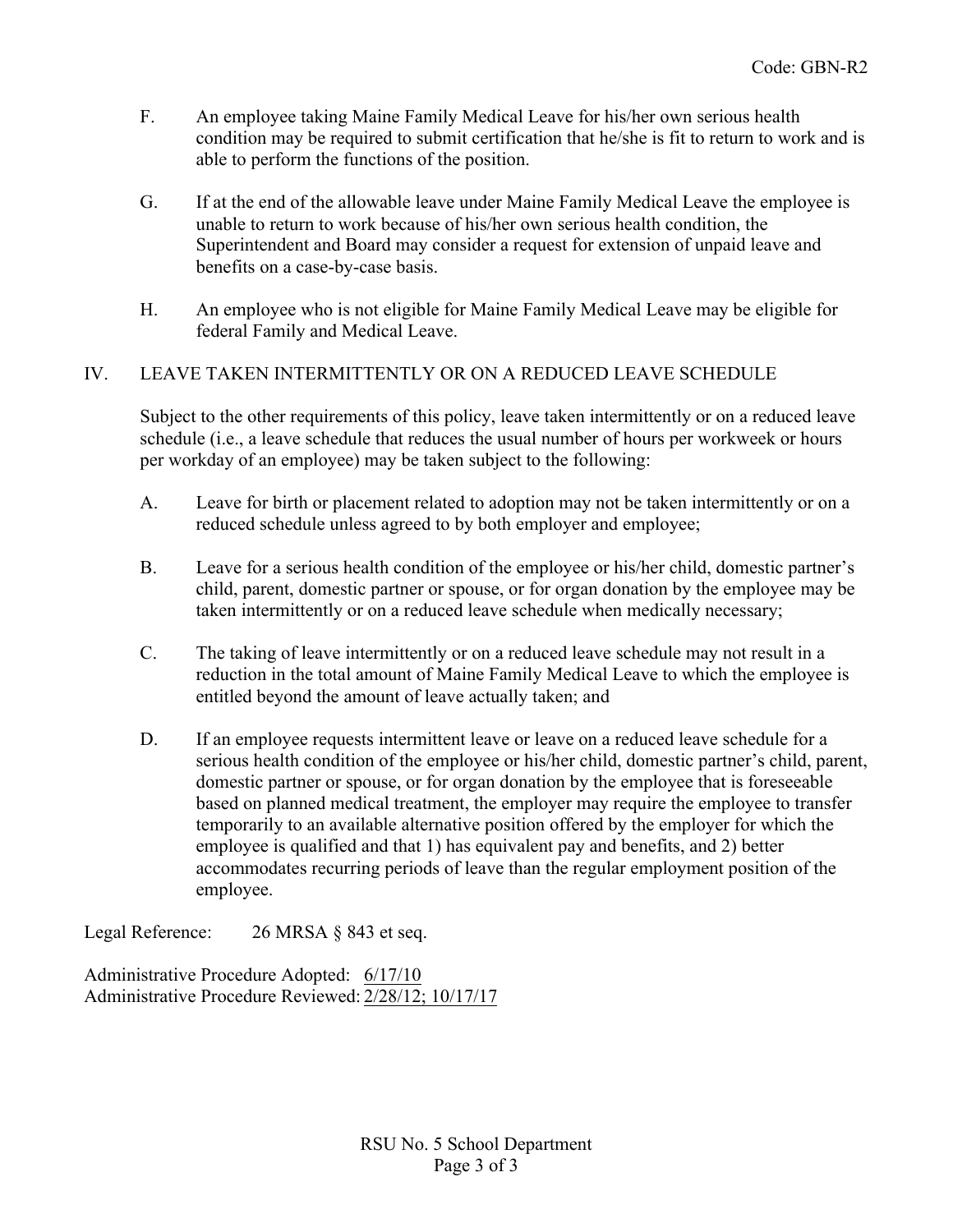F. An employee taking Maine Family Medical Leave for his/her own serious health condition may be required to submit certification that he/she is fit to return to work and is able to perform the functions of the position.

G. If at the end of the allowable leave under Maine Family Medical Leave the employee is unable to return to work because of his/her own serious health condition, the Superintendent and Board may consider a request for extension of unpaid leave and benefits on a case-by-case basis.

H. An employee who is not eligible for Maine Family Medical Leave may be eligible for federal Family and Medical Leave.

## IV. LEAVE TAKEN INTERMITTENTLY OR ON A REDUCED LEAVE SCHEDULE

Subject to the other requirements of this policy, leave taken intermittently or on a reduced leave schedule (i.e., a leave schedule that reduces the usual number of hours per workweek or hours per workday of an employee) may be taken subject to the following:

A. Leave for birth or placement related to adoption may not be taken intermittently or on a reduced schedule unless agreed to by both employer and employee;

B. Leave for a serious health condition of the employee or his/her child, domestic partner's child, parent, domestic partner or spouse, or for organ donation by the employee may be taken intermittently or on a reduced leave schedule when medically necessary;

C. The taking of leave intermittently or on a reduced leave schedule may not result in a reduction in the total amount of Maine Family Medical Leave to which the employee is entitled beyond the amount of leave actually taken; and

D. If an employee requests intermittent leave or leave on a reduced leave schedule for a serious health condition of the employee or his/her child, domestic partner's child, parent, domestic partner or spouse, or for organ donation by the employee that is foreseeable based on planned medical treatment, the employer may require the employee to transfer temporarily to an available alternative position offered by the employer for which the employee is qualified and that 1) has equivalent pay and benefits, and 2) better accommodates recurring periods of leave than the regular employment position of the employee.

Legal Reference: 26 MRSA § 843 et seq.

Administrative Procedure Adopted: 6/17/10
Administrative Procedure Reviewed: 2/28/12; 10/17/17